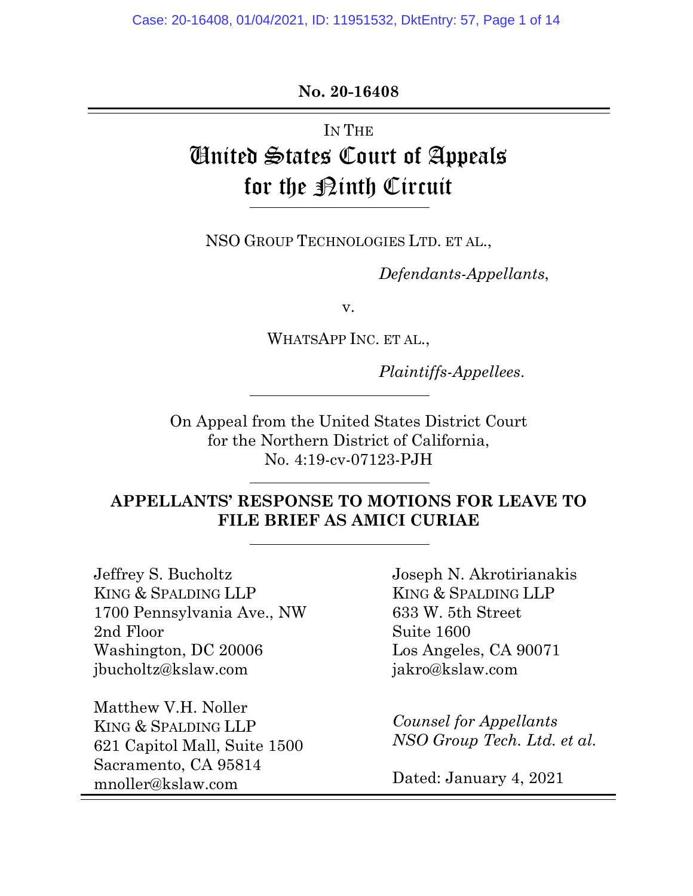**No. 20-16408**

IN THE

# United States Court of Appeals for the Ninth Circuit

NSO GROUP TECHNOLOGIES LTD. ET AL.,

*Defendants-Appellants*,

v.

WHATSAPP INC. ET AL.,

*Plaintiffs-Appellees*.

On Appeal from the United States District Court for the Northern District of California, No. 4:19-cv-07123-PJH

## APPELLANTS' RESPONSE TO MOTIONS FOR LEAVE TO FILE BRIEF AS AMICI CURIAE

Jeffrey S. Bucholtz
KING & SPALDING LLP
1700 Pennsylvania Ave., NW
2nd Floor
Washington, DC 20006
jbucholtz@kslaw.com

Matthew V.H. Noller
KING & SPALDING LLP
621 Capitol Mall, Suite 1500
Sacramento, CA 95814
mnoller@kslaw.com

Joseph N. Akrotirianakis
KING & SPALDING LLP
633 W. 5th Street
Suite 1600
Los Angeles, CA 90071
jakro@kslaw.com

*Counsel for Appellants NSO Group Tech. Ltd. et al.*

Dated: January 4, 2021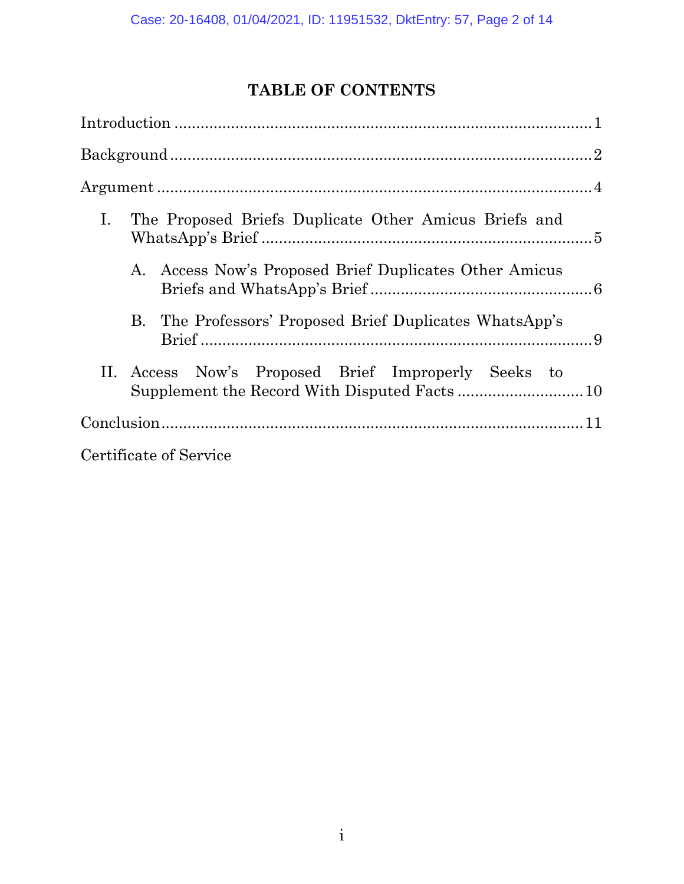# TABLE OF CONTENTS

Introduction ....................................................................................... 1

Background ....................................................................................... 2

Argument ........................................................................................... 4

I. The Proposed Briefs Duplicate Other Amicus Briefs and WhatsApp's Brief ............................................................................. 5

  A. Access Now's Proposed Brief Duplicates Other Amicus Briefs and WhatsApp's Brief .................................................. 6

  B. The Professors' Proposed Brief Duplicates WhatsApp's Brief ............................................................................................ 9

II. Access Now's Proposed Brief Improperly Seeks to Supplement the Record With Disputed Facts ............................ 10

Conclusion ......................................................................................... 11

Certificate of Service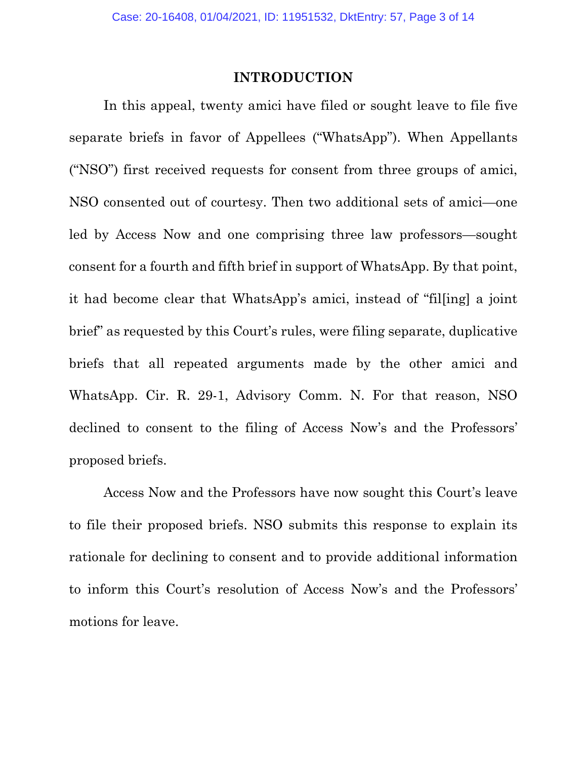## INTRODUCTION

In this appeal, twenty amici have filed or sought leave to file five separate briefs in favor of Appellees ("WhatsApp"). When Appellants ("NSO") first received requests for consent from three groups of amici, NSO consented out of courtesy. Then two additional sets of amici—one led by Access Now and one comprising three law professors—sought consent for a fourth and fifth brief in support of WhatsApp. By that point, it had become clear that WhatsApp's amici, instead of "fil[ing] a joint brief" as requested by this Court's rules, were filing separate, duplicative briefs that all repeated arguments made by the other amici and WhatsApp. Cir. R. 29-1, Advisory Comm. N. For that reason, NSO declined to consent to the filing of Access Now's and the Professors' proposed briefs.

Access Now and the Professors have now sought this Court's leave to file their proposed briefs. NSO submits this response to explain its rationale for declining to consent and to provide additional information to inform this Court's resolution of Access Now's and the Professors' motions for leave.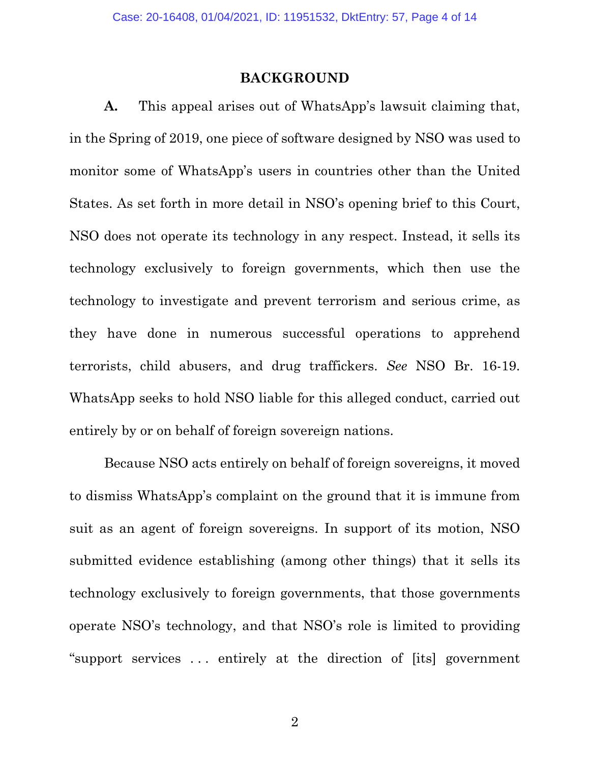## BACKGROUND

**A.** This appeal arises out of WhatsApp's lawsuit claiming that, in the Spring of 2019, one piece of software designed by NSO was used to monitor some of WhatsApp's users in countries other than the United States. As set forth in more detail in NSO's opening brief to this Court, NSO does not operate its technology in any respect. Instead, it sells its technology exclusively to foreign governments, which then use the technology to investigate and prevent terrorism and serious crime, as they have done in numerous successful operations to apprehend terrorists, child abusers, and drug traffickers. *See* NSO Br. 16-19. WhatsApp seeks to hold NSO liable for this alleged conduct, carried out entirely by or on behalf of foreign sovereign nations.

Because NSO acts entirely on behalf of foreign sovereigns, it moved to dismiss WhatsApp's complaint on the ground that it is immune from suit as an agent of foreign sovereigns. In support of its motion, NSO submitted evidence establishing (among other things) that it sells its technology exclusively to foreign governments, that those governments operate NSO's technology, and that NSO's role is limited to providing "support services . . . entirely at the direction of [its] government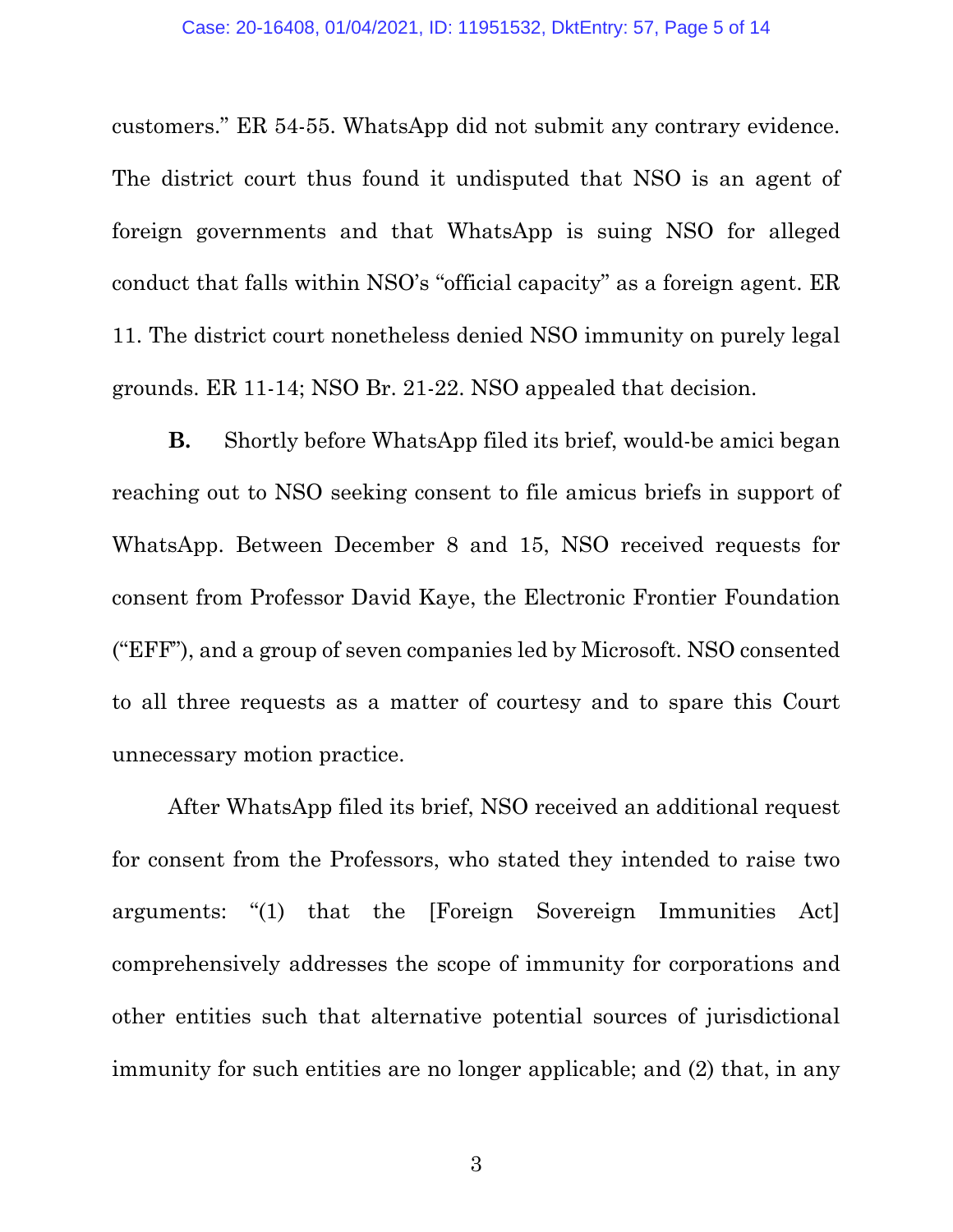customers." ER 54-55. WhatsApp did not submit any contrary evidence. The district court thus found it undisputed that NSO is an agent of foreign governments and that WhatsApp is suing NSO for alleged conduct that falls within NSO's "official capacity" as a foreign agent. ER 11. The district court nonetheless denied NSO immunity on purely legal grounds. ER 11-14; NSO Br. 21-22. NSO appealed that decision.

**B.** Shortly before WhatsApp filed its brief, would-be amici began reaching out to NSO seeking consent to file amicus briefs in support of WhatsApp. Between December 8 and 15, NSO received requests for consent from Professor David Kaye, the Electronic Frontier Foundation ("EFF"), and a group of seven companies led by Microsoft. NSO consented to all three requests as a matter of courtesy and to spare this Court unnecessary motion practice.

After WhatsApp filed its brief, NSO received an additional request for consent from the Professors, who stated they intended to raise two arguments: "(1) that the [Foreign Sovereign Immunities Act] comprehensively addresses the scope of immunity for corporations and other entities such that alternative potential sources of jurisdictional immunity for such entities are no longer applicable; and (2) that, in any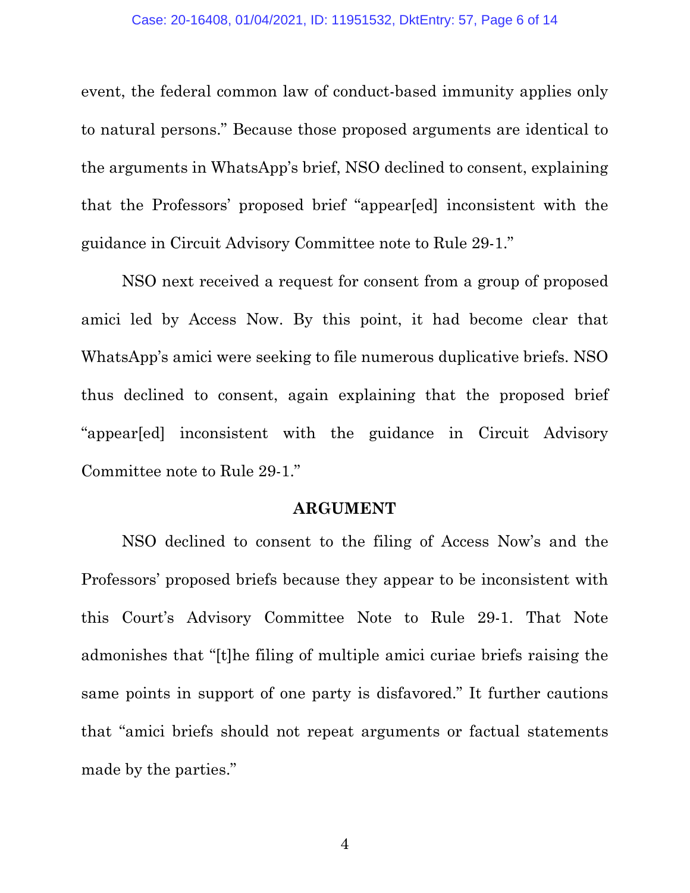event, the federal common law of conduct-based immunity applies only to natural persons." Because those proposed arguments are identical to the arguments in WhatsApp's brief, NSO declined to consent, explaining that the Professors' proposed brief "appear[ed] inconsistent with the guidance in Circuit Advisory Committee note to Rule 29-1."

NSO next received a request for consent from a group of proposed amici led by Access Now. By this point, it had become clear that WhatsApp's amici were seeking to file numerous duplicative briefs. NSO thus declined to consent, again explaining that the proposed brief "appear[ed] inconsistent with the guidance in Circuit Advisory Committee note to Rule 29-1."

## ARGUMENT

NSO declined to consent to the filing of Access Now's and the Professors' proposed briefs because they appear to be inconsistent with this Court's Advisory Committee Note to Rule 29-1. That Note admonishes that "[t]he filing of multiple amici curiae briefs raising the same points in support of one party is disfavored." It further cautions that "amici briefs should not repeat arguments or factual statements made by the parties."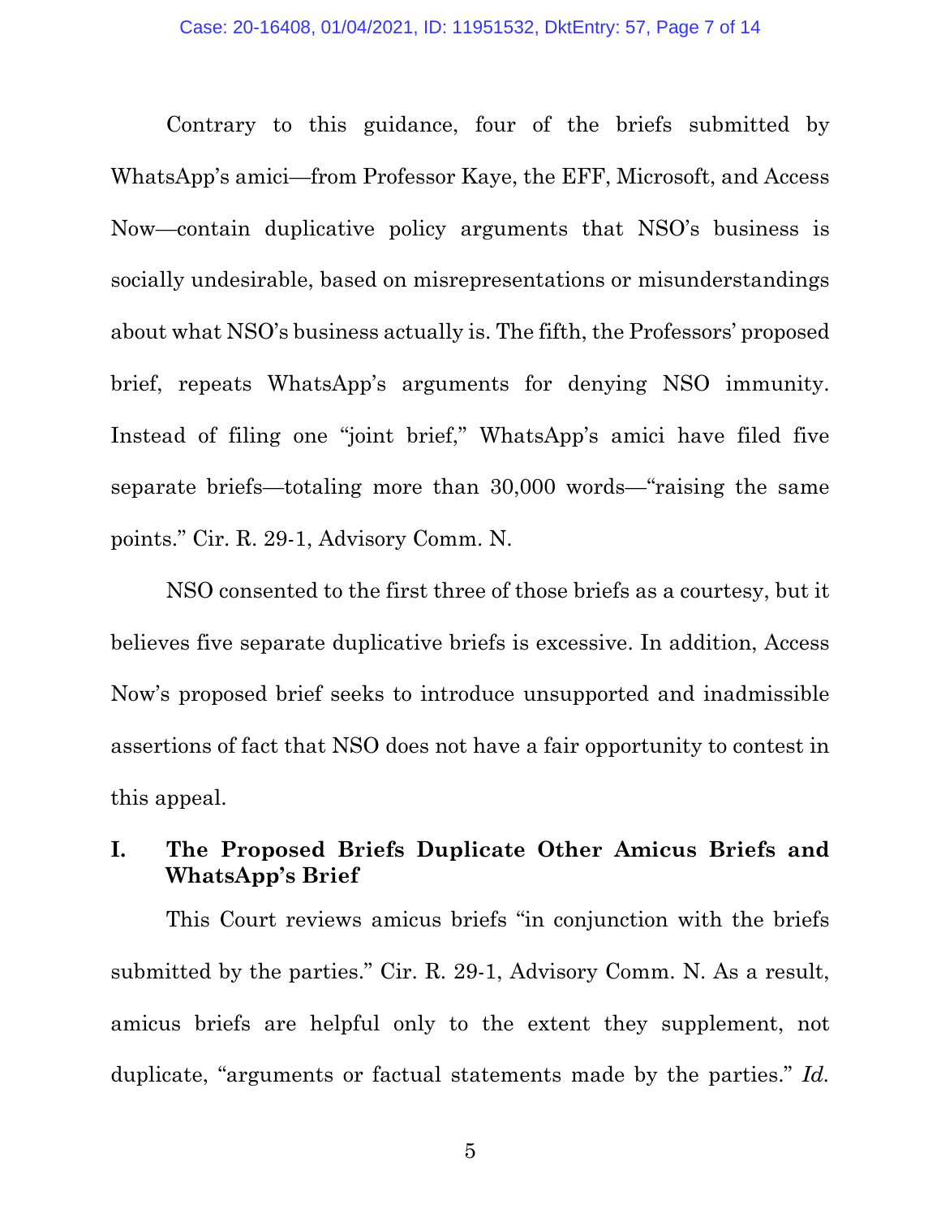Contrary to this guidance, four of the briefs submitted by WhatsApp's amici—from Professor Kaye, the EFF, Microsoft, and Access Now—contain duplicative policy arguments that NSO's business is socially undesirable, based on misrepresentations or misunderstandings about what NSO's business actually is. The fifth, the Professors' proposed brief, repeats WhatsApp's arguments for denying NSO immunity. Instead of filing one "joint brief," WhatsApp's amici have filed five separate briefs—totaling more than 30,000 words—"raising the same points." Cir. R. 29-1, Advisory Comm. N.

NSO consented to the first three of those briefs as a courtesy, but it believes five separate duplicative briefs is excessive. In addition, Access Now's proposed brief seeks to introduce unsupported and inadmissible assertions of fact that NSO does not have a fair opportunity to contest in this appeal.

## I. The Proposed Briefs Duplicate Other Amicus Briefs and WhatsApp's Brief

This Court reviews amicus briefs "in conjunction with the briefs submitted by the parties." Cir. R. 29-1, Advisory Comm. N. As a result, amicus briefs are helpful only to the extent they supplement, not duplicate, "arguments or factual statements made by the parties." *Id.*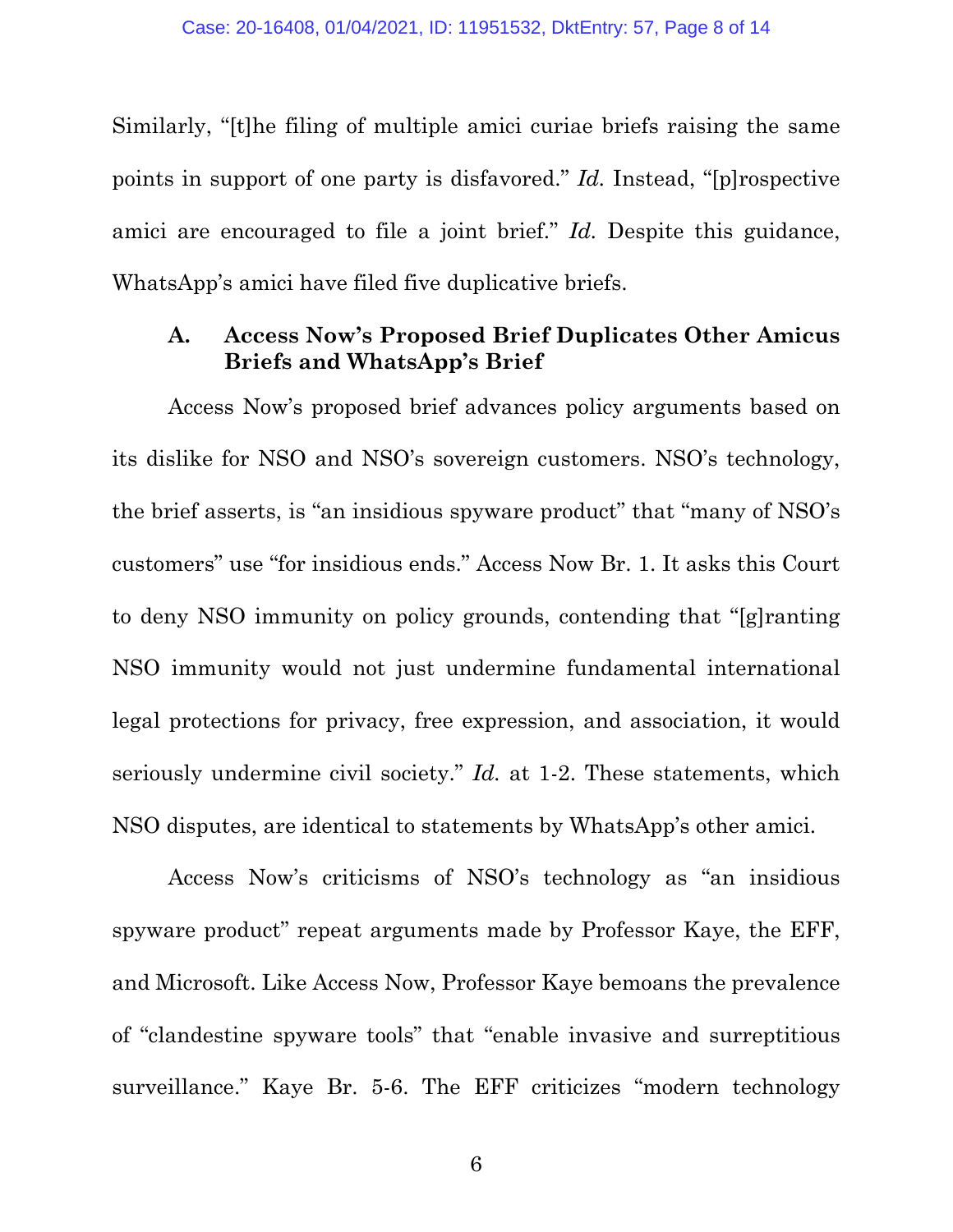Similarly, "[t]he filing of multiple amici curiae briefs raising the same points in support of one party is disfavored." *Id.* Instead, "[p]rospective amici are encouraged to file a joint brief." *Id.* Despite this guidance, WhatsApp's amici have filed five duplicative briefs.

### A. Access Now's Proposed Brief Duplicates Other Amicus Briefs and WhatsApp's Brief

Access Now's proposed brief advances policy arguments based on its dislike for NSO and NSO's sovereign customers. NSO's technology, the brief asserts, is "an insidious spyware product" that "many of NSO's customers" use "for insidious ends." Access Now Br. 1. It asks this Court to deny NSO immunity on policy grounds, contending that "[g]ranting NSO immunity would not just undermine fundamental international legal protections for privacy, free expression, and association, it would seriously undermine civil society." *Id.* at 1-2. These statements, which NSO disputes, are identical to statements by WhatsApp's other amici.

Access Now's criticisms of NSO's technology as "an insidious spyware product" repeat arguments made by Professor Kaye, the EFF, and Microsoft. Like Access Now, Professor Kaye bemoans the prevalence of "clandestine spyware tools" that "enable invasive and surreptitious surveillance." Kaye Br. 5-6. The EFF criticizes "modern technology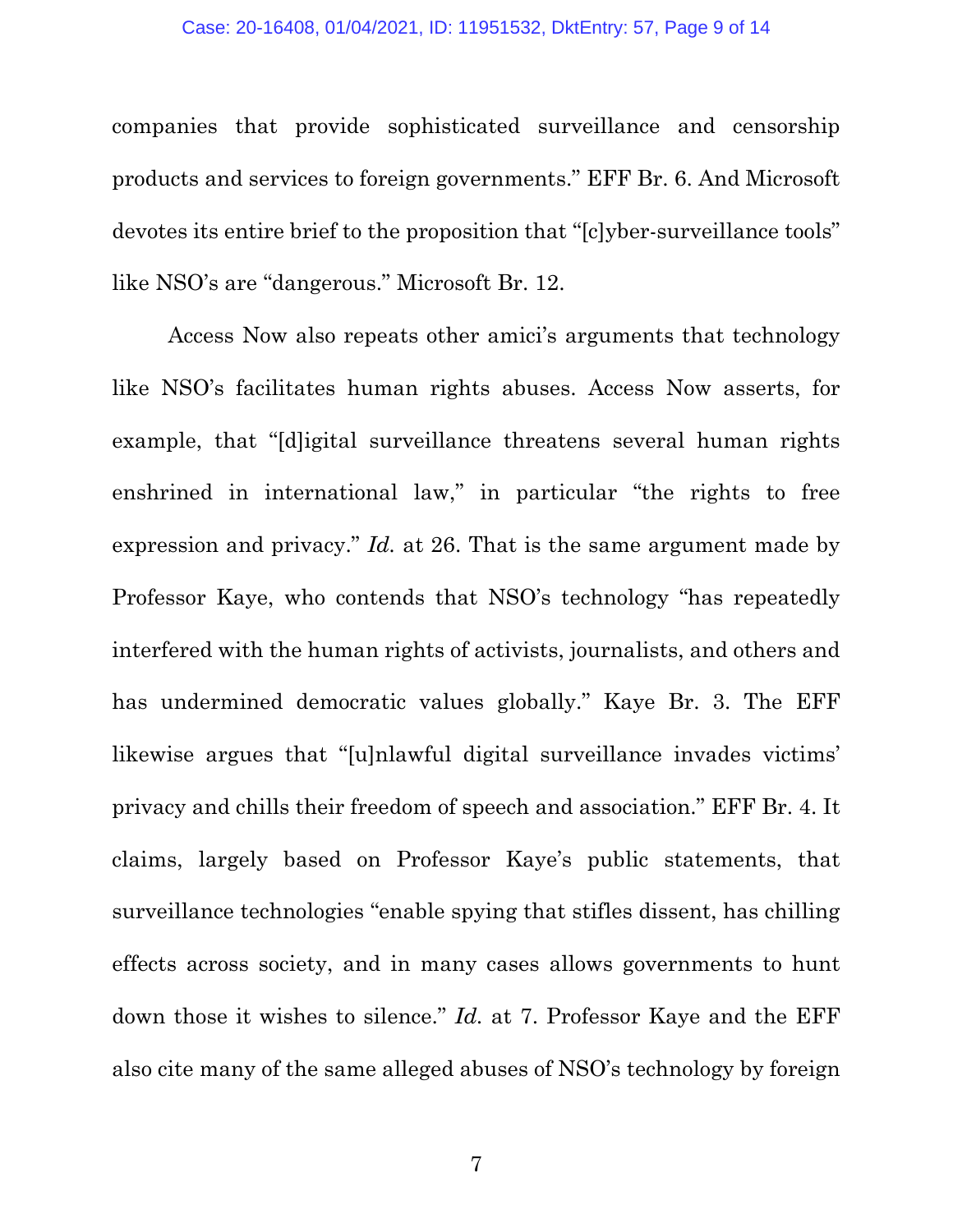companies that provide sophisticated surveillance and censorship products and services to foreign governments." EFF Br. 6. And Microsoft devotes its entire brief to the proposition that "[c]yber-surveillance tools" like NSO's are "dangerous." Microsoft Br. 12.

Access Now also repeats other amici's arguments that technology like NSO's facilitates human rights abuses. Access Now asserts, for example, that "[d]igital surveillance threatens several human rights enshrined in international law," in particular "the rights to free expression and privacy." *Id.* at 26. That is the same argument made by Professor Kaye, who contends that NSO's technology "has repeatedly interfered with the human rights of activists, journalists, and others and has undermined democratic values globally." Kaye Br. 3. The EFF likewise argues that "[u]nlawful digital surveillance invades victims' privacy and chills their freedom of speech and association." EFF Br. 4. It claims, largely based on Professor Kaye's public statements, that surveillance technologies "enable spying that stifles dissent, has chilling effects across society, and in many cases allows governments to hunt down those it wishes to silence." *Id.* at 7. Professor Kaye and the EFF also cite many of the same alleged abuses of NSO's technology by foreign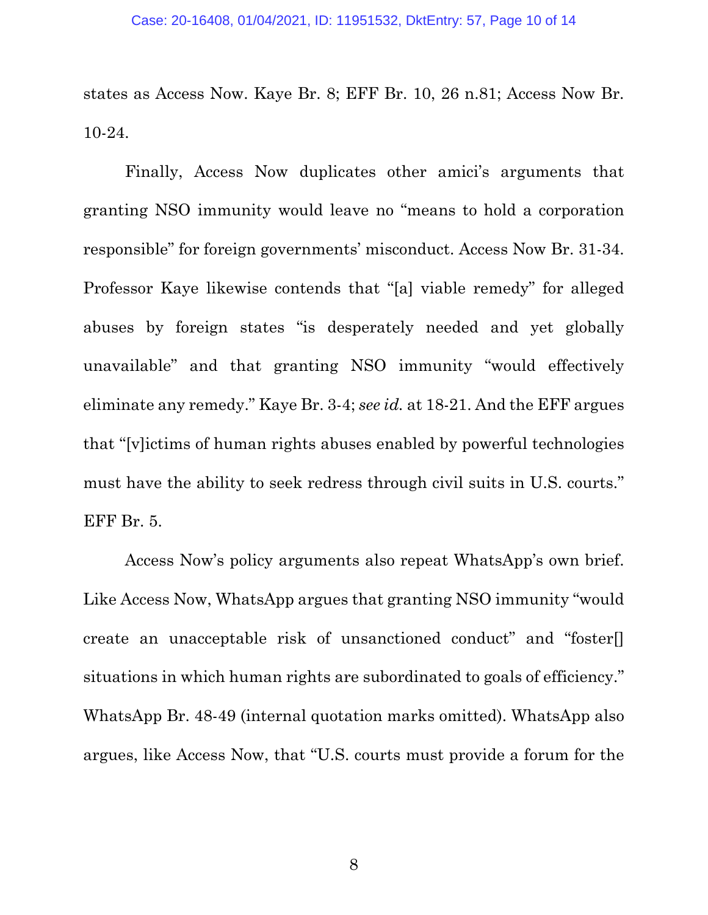states as Access Now. Kaye Br. 8; EFF Br. 10, 26 n.81; Access Now Br. 10-24.

Finally, Access Now duplicates other amici's arguments that granting NSO immunity would leave no "means to hold a corporation responsible" for foreign governments' misconduct. Access Now Br. 31-34. Professor Kaye likewise contends that "[a] viable remedy" for alleged abuses by foreign states "is desperately needed and yet globally unavailable" and that granting NSO immunity "would effectively eliminate any remedy." Kaye Br. 3-4; *see id.* at 18-21. And the EFF argues that "[v]ictims of human rights abuses enabled by powerful technologies must have the ability to seek redress through civil suits in U.S. courts." EFF Br. 5.

Access Now's policy arguments also repeat WhatsApp's own brief. Like Access Now, WhatsApp argues that granting NSO immunity "would create an unacceptable risk of unsanctioned conduct" and "foster[] situations in which human rights are subordinated to goals of efficiency." WhatsApp Br. 48-49 (internal quotation marks omitted). WhatsApp also argues, like Access Now, that "U.S. courts must provide a forum for the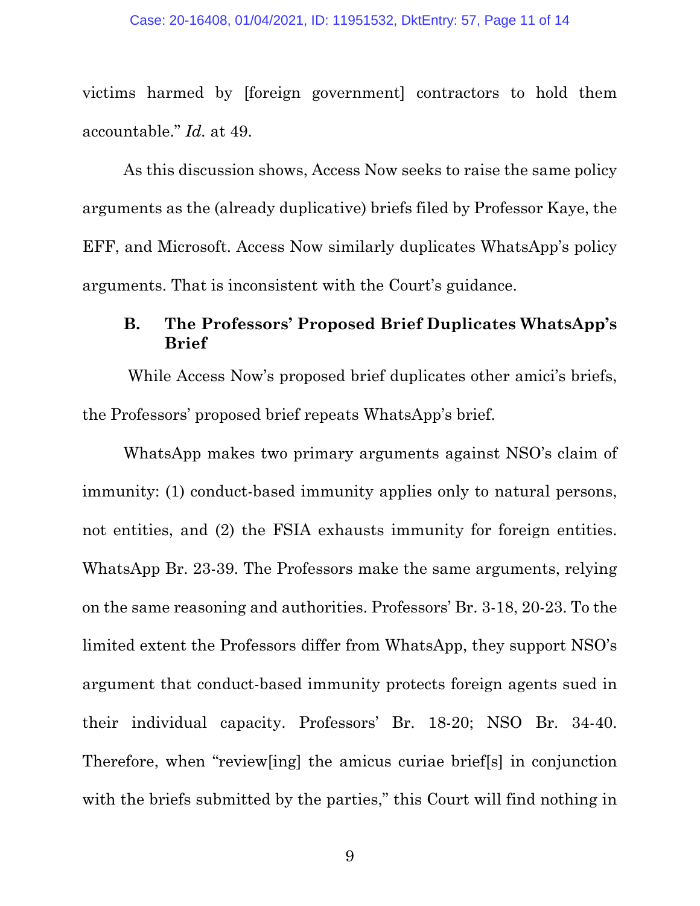victims harmed by [foreign government] contractors to hold them accountable." *Id.* at 49.

As this discussion shows, Access Now seeks to raise the same policy arguments as the (already duplicative) briefs filed by Professor Kaye, the EFF, and Microsoft. Access Now similarly duplicates WhatsApp's policy arguments. That is inconsistent with the Court's guidance.

### B. The Professors' Proposed Brief Duplicates WhatsApp's Brief

While Access Now's proposed brief duplicates other amici's briefs, the Professors' proposed brief repeats WhatsApp's brief.

WhatsApp makes two primary arguments against NSO's claim of immunity: (1) conduct-based immunity applies only to natural persons, not entities, and (2) the FSIA exhausts immunity for foreign entities. WhatsApp Br. 23-39. The Professors make the same arguments, relying on the same reasoning and authorities. Professors' Br. 3-18, 20-23. To the limited extent the Professors differ from WhatsApp, they support NSO's argument that conduct-based immunity protects foreign agents sued in their individual capacity. Professors' Br. 18-20; NSO Br. 34-40. Therefore, when "review[ing] the amicus curiae brief[s] in conjunction with the briefs submitted by the parties," this Court will find nothing in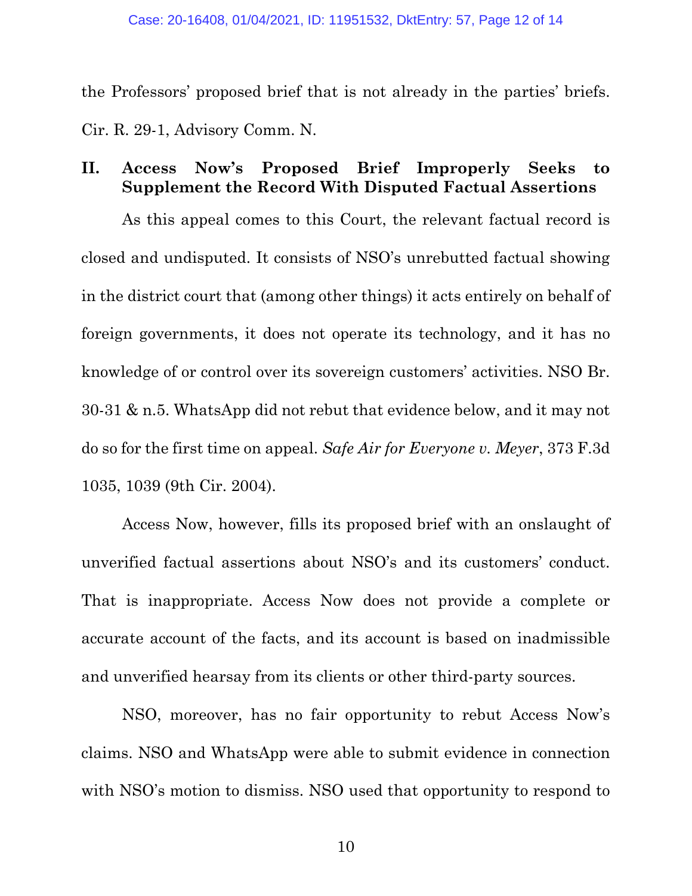the Professors' proposed brief that is not already in the parties' briefs. Cir. R. 29-1, Advisory Comm. N.

## II. Access Now's Proposed Brief Improperly Seeks to Supplement the Record With Disputed Factual Assertions

As this appeal comes to this Court, the relevant factual record is closed and undisputed. It consists of NSO's unrebutted factual showing in the district court that (among other things) it acts entirely on behalf of foreign governments, it does not operate its technology, and it has no knowledge of or control over its sovereign customers' activities. NSO Br. 30-31 & n.5. WhatsApp did not rebut that evidence below, and it may not do so for the first time on appeal. *Safe Air for Everyone v. Meyer*, 373 F.3d 1035, 1039 (9th Cir. 2004).

Access Now, however, fills its proposed brief with an onslaught of unverified factual assertions about NSO's and its customers' conduct. That is inappropriate. Access Now does not provide a complete or accurate account of the facts, and its account is based on inadmissible and unverified hearsay from its clients or other third-party sources.

NSO, moreover, has no fair opportunity to rebut Access Now's claims. NSO and WhatsApp were able to submit evidence in connection with NSO's motion to dismiss. NSO used that opportunity to respond to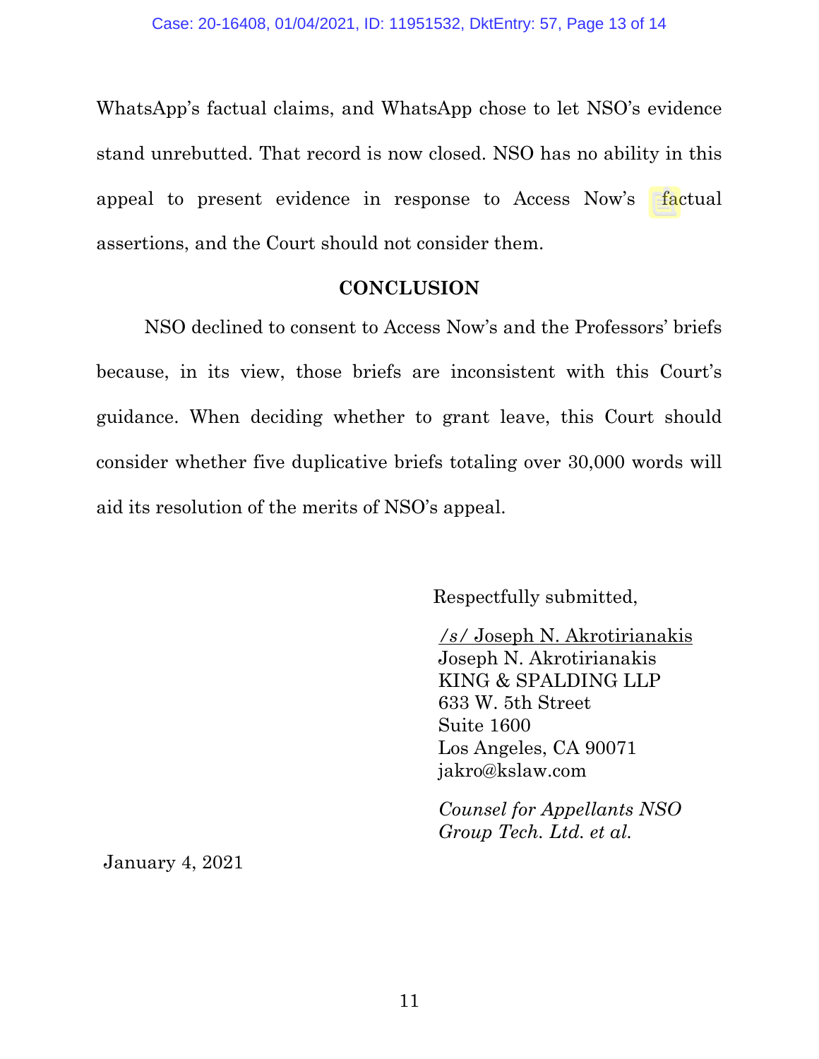WhatsApp's factual claims, and WhatsApp chose to let NSO's evidence stand unrebutted. That record is now closed. NSO has no ability in this appeal to present evidence in response to Access Now's factual assertions, and the Court should not consider them.

## CONCLUSION

NSO declined to consent to Access Now's and the Professors' briefs because, in its view, those briefs are inconsistent with this Court's guidance. When deciding whether to grant leave, this Court should consider whether five duplicative briefs totaling over 30,000 words will aid its resolution of the merits of NSO's appeal.

Respectfully submitted,

/s/ Joseph N. Akrotirianakis
Joseph N. Akrotirianakis
KING & SPALDING LLP
633 W. 5th Street
Suite 1600
Los Angeles, CA 90071
jakro@kslaw.com

*Counsel for Appellants NSO Group Tech. Ltd. et al.*

January 4, 2021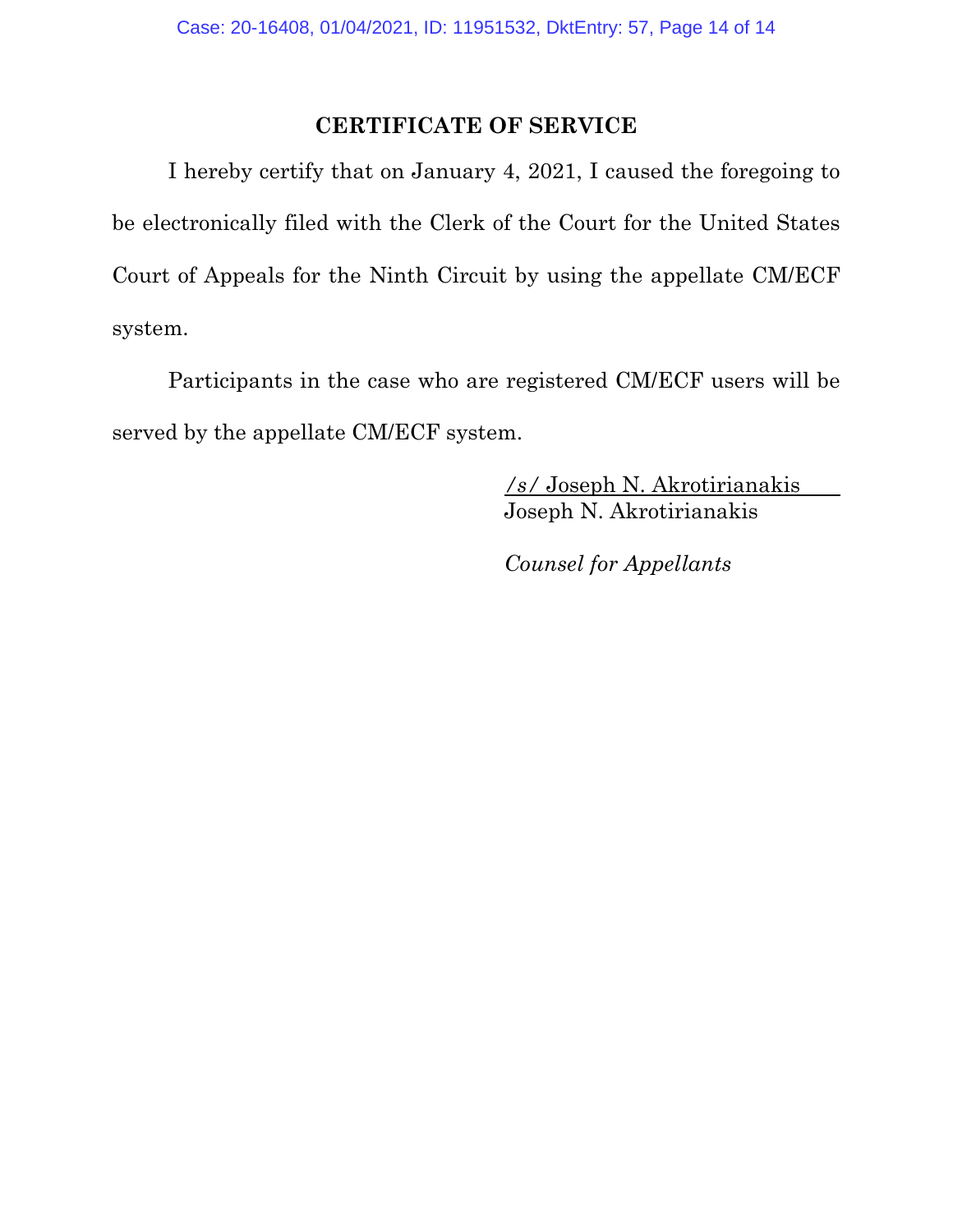## CERTIFICATE OF SERVICE

I hereby certify that on January 4, 2021, I caused the foregoing to be electronically filed with the Clerk of the Court for the United States Court of Appeals for the Ninth Circuit by using the appellate CM/ECF system.

Participants in the case who are registered CM/ECF users will be served by the appellate CM/ECF system.

/s/ Joseph N. Akrotirianakis
Joseph N. Akrotirianakis

*Counsel for Appellants*